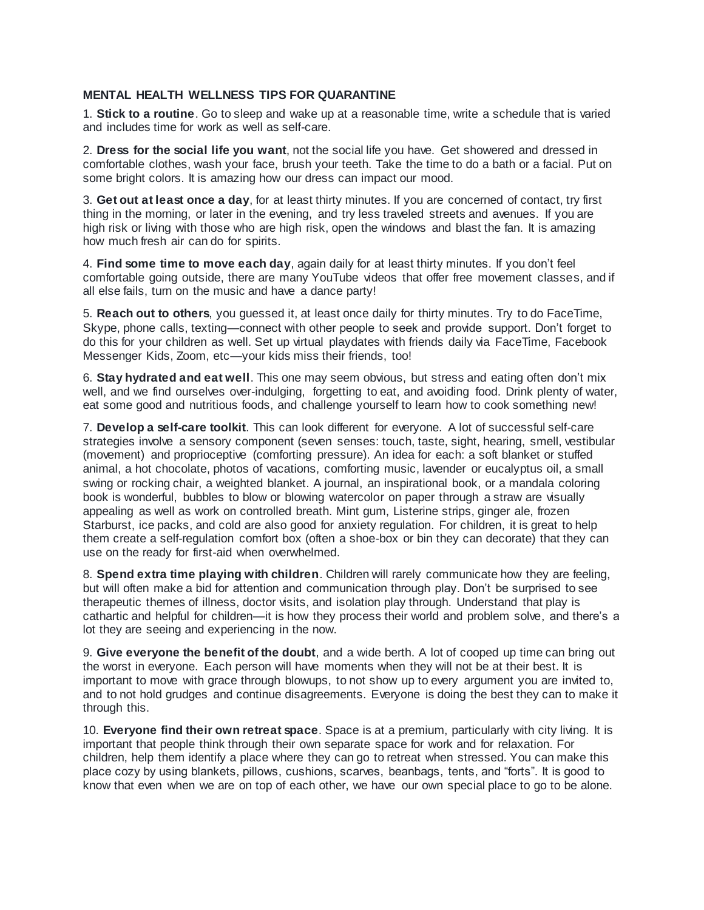**MENTAL HEALTH WELLNESS TIPS FOR QUARANTINE**

1. **Stick to a routine**. Go to sleep and wake up at a reasonable time, write a schedule that is varied and includes time for work as well as self-care.

2. **Dress for the social life you want**, not the social life you have. Get showered and dressed in comfortable clothes, wash your face, brush your teeth. Take the time to do a bath or a facial. Put on some bright colors. It is amazing how our dress can impact our mood.

3. **Get out at least once a day**, for at least thirty minutes. If you are concerned of contact, try first thing in the morning, or later in the evening, and try less traveled streets and avenues. If you are high risk or living with those who are high risk, open the windows and blast the fan. It is amazing how much fresh air can do for spirits.

4. **Find some time to move each day**, again daily for at least thirty minutes. If you don't feel comfortable going outside, there are many YouTube videos that offer free movement classes, and if all else fails, turn on the music and have a dance party!

5. **Reach out to others**, you guessed it, at least once daily for thirty minutes. Try to do FaceTime, Skype, phone calls, texting—connect with other people to seek and provide support. Don't forget to do this for your children as well. Set up virtual playdates with friends daily via FaceTime, Facebook Messenger Kids, Zoom, etc—your kids miss their friends, too!

6. **Stay hydrated and eat well**. This one may seem obvious, but stress and eating often don't mix well, and we find ourselves over-indulging, forgetting to eat, and avoiding food. Drink plenty of water, eat some good and nutritious foods, and challenge yourself to learn how to cook something new!

7. **Develop a self-care toolkit**. This can look different for everyone. A lot of successful self-care strategies involve a sensory component (seven senses: touch, taste, sight, hearing, smell, vestibular (movement) and proprioceptive (comforting pressure). An idea for each: a soft blanket or stuffed animal, a hot chocolate, photos of vacations, comforting music, lavender or eucalyptus oil, a small swing or rocking chair, a weighted blanket. A journal, an inspirational book, or a mandala coloring book is wonderful, bubbles to blow or blowing watercolor on paper through a straw are visually appealing as well as work on controlled breath. Mint gum, Listerine strips, ginger ale, frozen Starburst, ice packs, and cold are also good for anxiety regulation. For children, it is great to help them create a self-regulation comfort box (often a shoe-box or bin they can decorate) that they can use on the ready for first-aid when overwhelmed.

8. **Spend extra time playing with children**. Children will rarely communicate how they are feeling, but will often make a bid for attention and communication through play. Don't be surprised to see therapeutic themes of illness, doctor visits, and isolation play through. Understand that play is cathartic and helpful for children—it is how they process their world and problem solve, and there's a lot they are seeing and experiencing in the now.

9. **Give everyone the benefit of the doubt**, and a wide berth. A lot of cooped up time can bring out the worst in everyone. Each person will have moments when they will not be at their best. It is important to move with grace through blowups, to not show up to every argument you are invited to, and to not hold grudges and continue disagreements. Everyone is doing the best they can to make it through this.

10. **Everyone find their own retreat space**. Space is at a premium, particularly with city living. It is important that people think through their own separate space for work and for relaxation. For children, help them identify a place where they can go to retreat when stressed. You can make this place cozy by using blankets, pillows, cushions, scarves, beanbags, tents, and "forts". It is good to know that even when we are on top of each other, we have our own special place to go to be alone.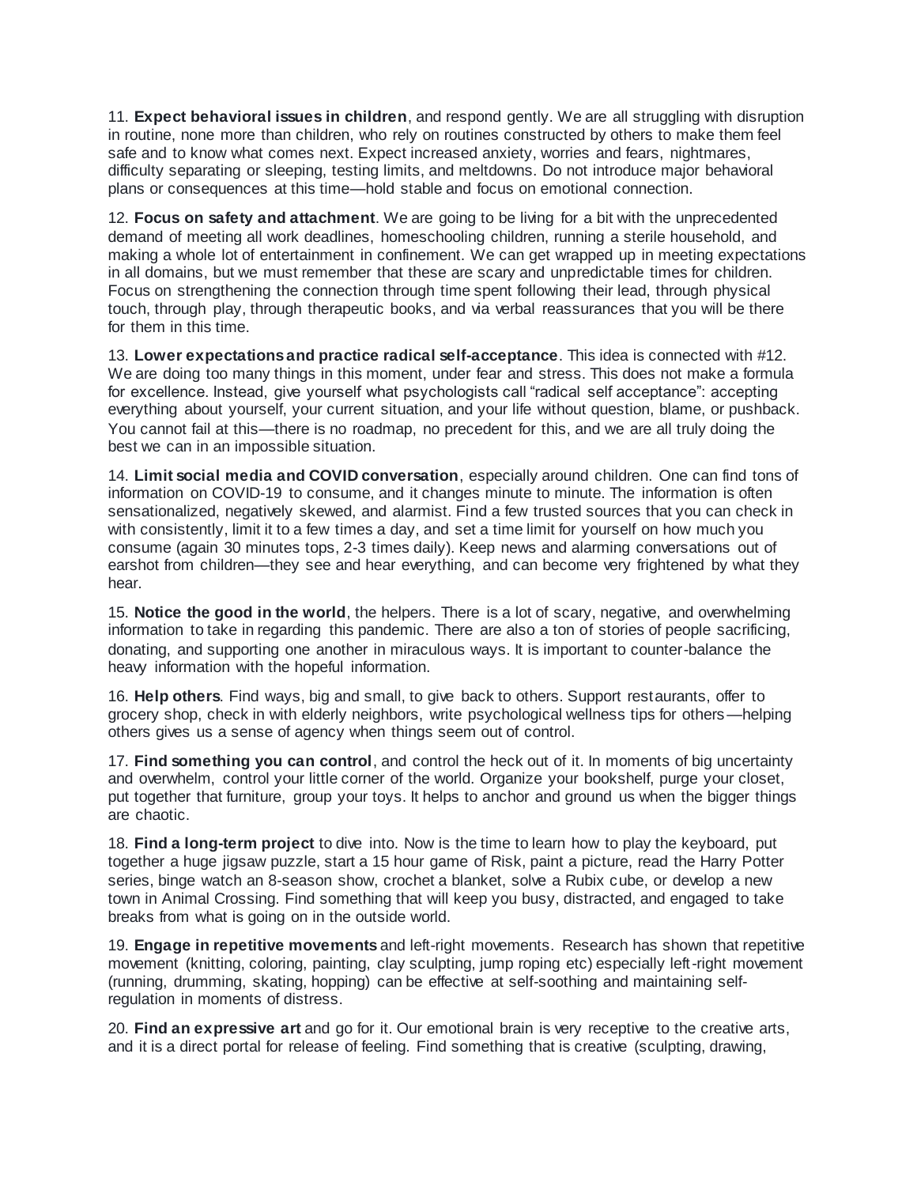11. **Expect behavioral issues in children**, and respond gently. We are all struggling with disruption in routine, none more than children, who rely on routines constructed by others to make them feel safe and to know what comes next. Expect increased anxiety, worries and fears, nightmares, difficulty separating or sleeping, testing limits, and meltdowns. Do not introduce major behavioral plans or consequences at this time—hold stable and focus on emotional connection.

12. **Focus on safety and attachment**. We are going to be living for a bit with the unprecedented demand of meeting all work deadlines, homeschooling children, running a sterile household, and making a whole lot of entertainment in confinement. We can get wrapped up in meeting expectations in all domains, but we must remember that these are scary and unpredictable times for children. Focus on strengthening the connection through time spent following their lead, through physical touch, through play, through therapeutic books, and via verbal reassurances that you will be there for them in this time.

13. **Lower expectations and practice radical self-acceptance**. This idea is connected with #12. We are doing too many things in this moment, under fear and stress. This does not make a formula for excellence. Instead, give yourself what psychologists call "radical self acceptance": accepting everything about yourself, your current situation, and your life without question, blame, or pushback. You cannot fail at this—there is no roadmap, no precedent for this, and we are all truly doing the best we can in an impossible situation.

14. **Limit social media and COVID conversation**, especially around children. One can find tons of information on COVID-19 to consume, and it changes minute to minute. The information is often sensationalized, negatively skewed, and alarmist. Find a few trusted sources that you can check in with consistently, limit it to a few times a day, and set a time limit for yourself on how much you consume (again 30 minutes tops, 2-3 times daily). Keep news and alarming conversations out of earshot from children—they see and hear everything, and can become very frightened by what they hear.

15. **Notice the good in the world**, the helpers. There is a lot of scary, negative, and overwhelming information to take in regarding this pandemic. There are also a ton of stories of people sacrificing, donating, and supporting one another in miraculous ways. It is important to counter-balance the heavy information with the hopeful information.

16. **Help others**. Find ways, big and small, to give back to others. Support restaurants, offer to grocery shop, check in with elderly neighbors, write psychological wellness tips for others—helping others gives us a sense of agency when things seem out of control.

17. **Find something you can control**, and control the heck out of it. In moments of big uncertainty and overwhelm, control your little corner of the world. Organize your bookshelf, purge your closet, put together that furniture, group your toys. It helps to anchor and ground us when the bigger things are chaotic.

18. **Find a long-term project** to dive into. Now is the time to learn how to play the keyboard, put together a huge jigsaw puzzle, start a 15 hour game of Risk, paint a picture, read the Harry Potter series, binge watch an 8-season show, crochet a blanket, solve a Rubix cube, or develop a new town in Animal Crossing. Find something that will keep you busy, distracted, and engaged to take breaks from what is going on in the outside world.

19. **Engage in repetitive movements** and left-right movements. Research has shown that repetitive movement (knitting, coloring, painting, clay sculpting, jump roping etc) especially left-right movement (running, drumming, skating, hopping) can be effective at self-soothing and maintaining self-regulation in moments of distress.

20. **Find an expressive art** and go for it. Our emotional brain is very receptive to the creative arts, and it is a direct portal for release of feeling. Find something that is creative (sculpting, drawing,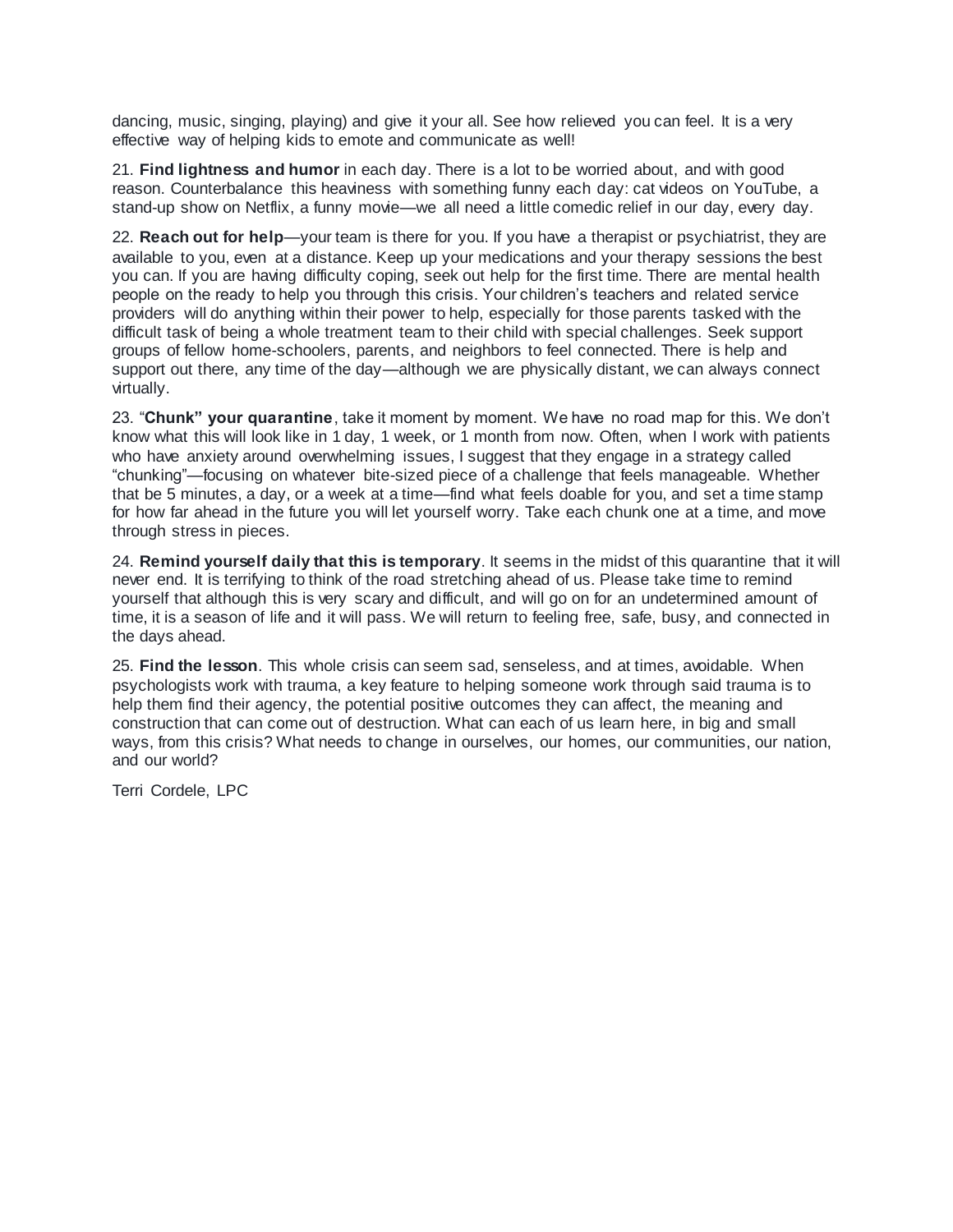dancing, music, singing, playing) and give it your all. See how relieved you can feel. It is a very effective way of helping kids to emote and communicate as well!

21. **Find lightness and humor** in each day. There is a lot to be worried about, and with good reason. Counterbalance this heaviness with something funny each day: cat videos on YouTube, a stand-up show on Netflix, a funny movie—we all need a little comedic relief in our day, every day.

22. **Reach out for help**—your team is there for you. If you have a therapist or psychiatrist, they are available to you, even at a distance. Keep up your medications and your therapy sessions the best you can. If you are having difficulty coping, seek out help for the first time. There are mental health people on the ready to help you through this crisis. Your children's teachers and related service providers will do anything within their power to help, especially for those parents tasked with the difficult task of being a whole treatment team to their child with special challenges. Seek support groups of fellow home-schoolers, parents, and neighbors to feel connected. There is help and support out there, any time of the day—although we are physically distant, we can always connect virtually.

23. "**Chunk" your quarantine**, take it moment by moment. We have no road map for this. We don't know what this will look like in 1 day, 1 week, or 1 month from now. Often, when I work with patients who have anxiety around overwhelming issues, I suggest that they engage in a strategy called "chunking"—focusing on whatever bite-sized piece of a challenge that feels manageable. Whether that be 5 minutes, a day, or a week at a time—find what feels doable for you, and set a time stamp for how far ahead in the future you will let yourself worry. Take each chunk one at a time, and move through stress in pieces.

24. **Remind yourself daily that this is temporary**. It seems in the midst of this quarantine that it will never end. It is terrifying to think of the road stretching ahead of us. Please take time to remind yourself that although this is very scary and difficult, and will go on for an undetermined amount of time, it is a season of life and it will pass. We will return to feeling free, safe, busy, and connected in the days ahead.

25. **Find the lesson**. This whole crisis can seem sad, senseless, and at times, avoidable. When psychologists work with trauma, a key feature to helping someone work through said trauma is to help them find their agency, the potential positive outcomes they can affect, the meaning and construction that can come out of destruction. What can each of us learn here, in big and small ways, from this crisis? What needs to change in ourselves, our homes, our communities, our nation, and our world?

Terri Cordele, LPC